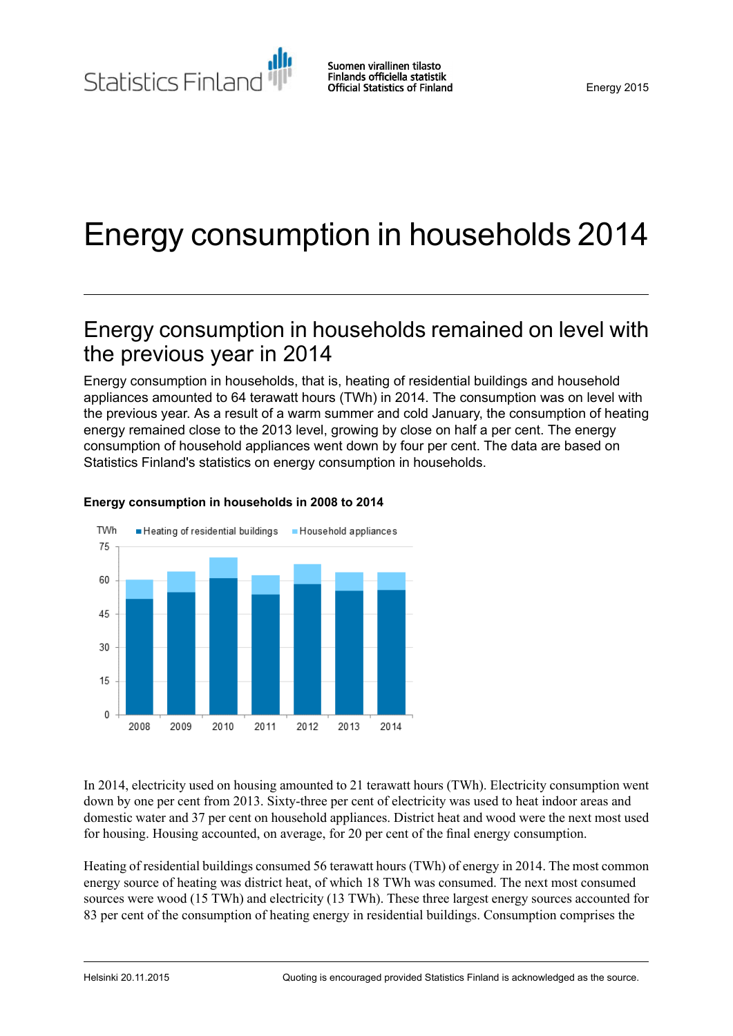# Energy consumption in households 2014

## Energy consumption in households remained on level with the previous year in 2014

Energy consumption in households, that is, heating of residential buildings and household appliances amounted to 64 terawatt hours (TWh) in 2014. The consumption was on level with the previous year. As a result of a warm summer and cold January, the consumption of heating energy remained close to the 2013 level, growing by close on half a per cent. The energy consumption of household appliances went down by four per cent. The data are based on Statistics Finland's statistics on energy consumption in households.

**Energy consumption in households in 2008 to 2014**

In 2014, electricity used on housing amounted to 21 terawatt hours (TWh). Electricity consumption went down by one per cent from 2013. Sixty-three per cent of electricity was used to heat indoor areas and domestic water and 37 per cent on household appliances. District heat and wood were the next most used for housing. Housing accounted, on average, for 20 per cent of the final energy consumption.

Heating of residential buildings consumed 56 terawatt hours (TWh) of energy in 2014. The most common energy source of heating was district heat, of which 18 TWh was consumed. The next most consumed sources were wood (15 TWh) and electricity (13 TWh). These three largest energy sources accounted for 83 per cent of the consumption of heating energy in residential buildings. Consumption comprises the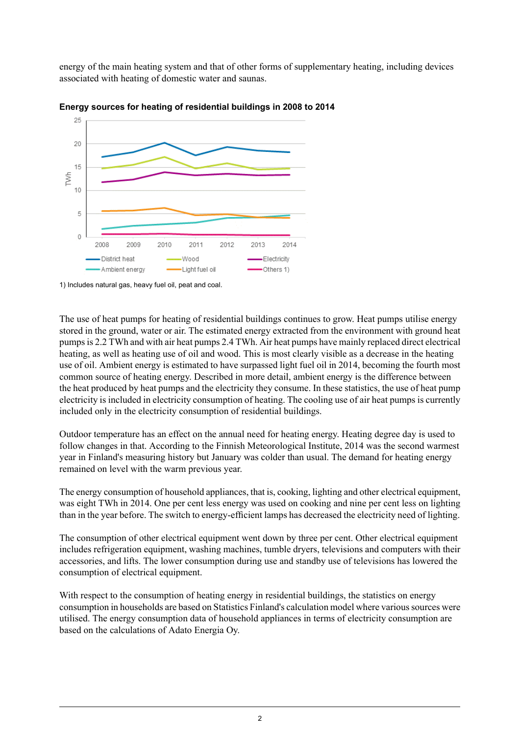energy of the main heating system and that of other forms of supplementary heating, including devices associated with heating of domestic water and saunas.

**Energy sources for heating of residential buildings in 2008 to 2014**

1) Includes natural gas, heavy fuel oil, peat and coal.

The use of heat pumps for heating of residential buildings continues to grow. Heat pumps utilise energy stored in the ground, water or air. The estimated energy extracted from the environment with ground heat pumps is 2.2 TWh and with air heat pumps 2.4 TWh. Air heat pumps have mainly replaced direct electrical heating, as well as heating use of oil and wood. This is most clearly visible as a decrease in the heating use of oil. Ambient energy is estimated to have surpassed light fuel oil in 2014, becoming the fourth most common source of heating energy. Described in more detail, ambient energy is the difference between the heat produced by heat pumps and the electricity they consume. In these statistics, the use of heat pump electricity is included in electricity consumption of heating. The cooling use of air heat pumps is currently included only in the electricity consumption of residential buildings.

Outdoor temperature has an effect on the annual need for heating energy. Heating degree day is used to follow changes in that. According to the Finnish Meteorological Institute, 2014 was the second warmest year in Finland's measuring history but January was colder than usual. The demand for heating energy remained on level with the warm previous year.

The energy consumption of household appliances, that is, cooking, lighting and other electrical equipment, was eight TWh in 2014. One per cent less energy was used on cooking and nine per cent less on lighting than in the year before. The switch to energy-efficient lamps has decreased the electricity need of lighting.

The consumption of other electrical equipment went down by three per cent. Other electrical equipment includes refrigeration equipment, washing machines, tumble dryers, televisions and computers with their accessories, and lifts. The lower consumption during use and standby use of televisions has lowered the consumption of electrical equipment.

With respect to the consumption of heating energy in residential buildings, the statistics on energy consumption in households are based on Statistics Finland's calculation model where various sources were utilised. The energy consumption data of household appliances in terms of electricity consumption are based on the calculations of Adato Energia Oy.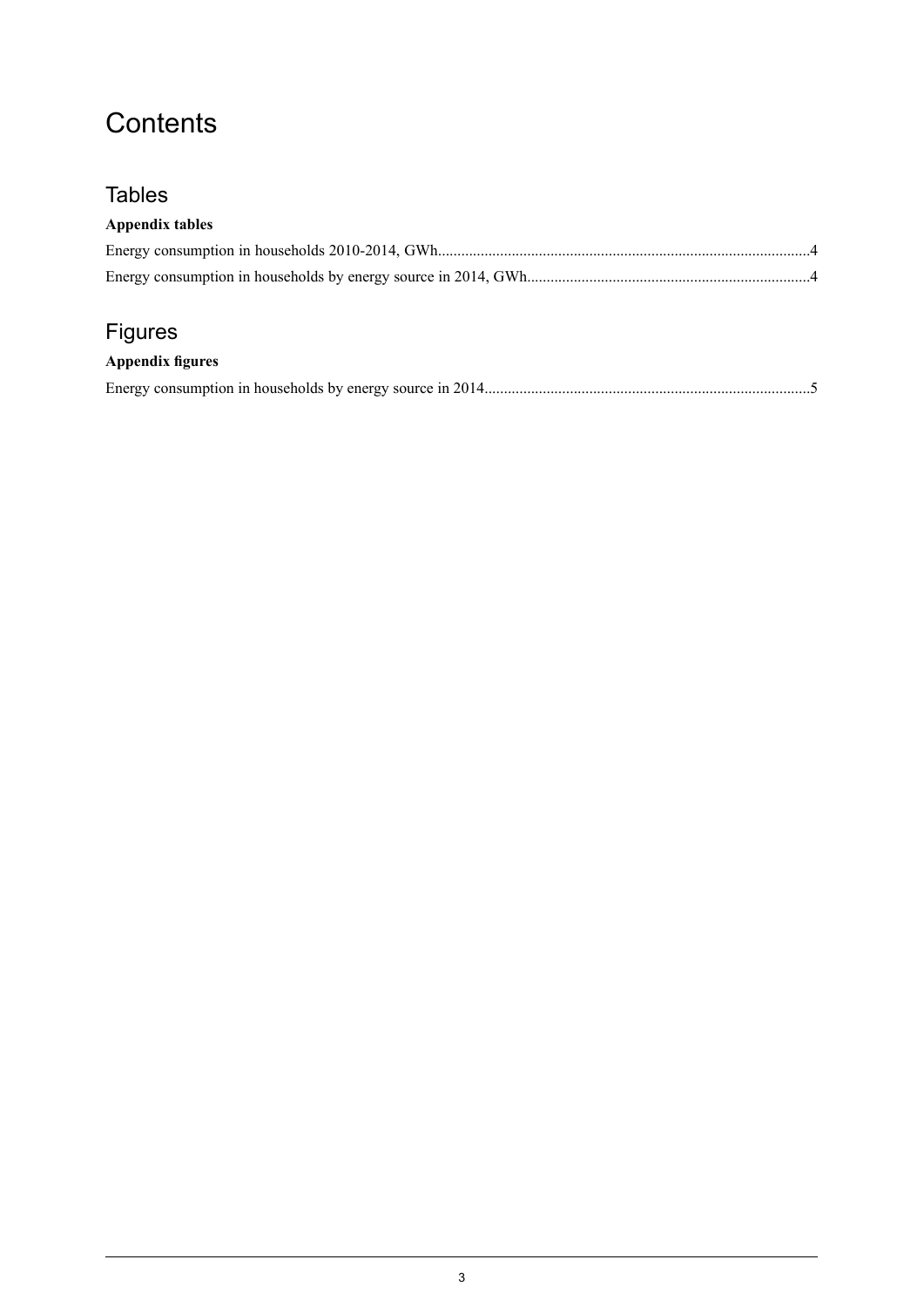# Contents

## Tables

**Appendix tables**

Energy consumption in households 2010-2014, GWh....................................................................................................4

Energy consumption in households by energy source in 2014, GWh..........................................................................4

## Figures

**Appendix figures**

Energy consumption in households by energy source in 2014....................................................................................5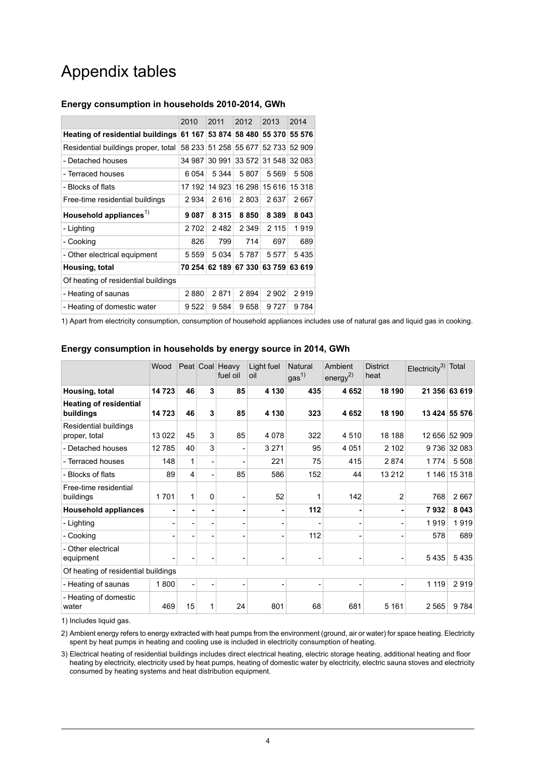# Appendix tables

### Energy consumption in households 2010-2014, GWh

| | 2010 | 2011 | 2012 | 2013 | 2014 |
|---|---|---|---|---|---|
| **Heating of residential buildings** | **61 167** | **53 874** | **58 480** | **55 370** | **55 576** |
| Residential buildings proper, total | 58 233 | 51 258 | 55 677 | 52 733 | 52 909 |
| - Detached houses | 34 987 | 30 991 | 33 572 | 31 548 | 32 083 |
| - Terraced houses | 6 054 | 5 344 | 5 807 | 5 569 | 5 508 |
| - Blocks of flats | 17 192 | 14 923 | 16 298 | 15 616 | 15 318 |
| Free-time residential buildings | 2 934 | 2 616 | 2 803 | 2 637 | 2 667 |
| **Household appliances**[1] | **9 087** | **8 315** | **8 850** | **8 389** | **8 043** |
| - Lighting | 2 702 | 2 482 | 2 349 | 2 115 | 1 919 |
| - Cooking | 826 | 799 | 714 | 697 | 689 |
| - Other electrical equipment | 5 559 | 5 034 | 5 787 | 5 577 | 5 435 |
| **Housing, total** | **70 254** | **62 189** | **67 330** | **63 759** | **63 619** |
| Of heating of residential buildings | | | | | |
| - Heating of saunas | 2 880 | 2 871 | 2 894 | 2 902 | 2 919 |
| - Heating of domestic water | 9 522 | 9 584 | 9 658 | 9 727 | 9 784 |

1) Apart from electricity consumption, consumption of household appliances includes use of natural gas and liquid gas in cooking.

### Energy consumption in households by energy source in 2014, GWh

| | Wood | Peat | Coal | Heavy fuel oil | Light fuel oil | Natural gas[1] | Ambient energy[2] | District heat | Electricity[3] | Total |
|---|---|---|---|---|---|---|---|---|---|---|
| **Housing, total** | **14 723** | **46** | **3** | **85** | **4 130** | **435** | **4 652** | **18 190** | **21 356** | **63 619** |
| **Heating of residential buildings** | **14 723** | **46** | **3** | **85** | **4 130** | **323** | **4 652** | **18 190** | **13 424** | **55 576** |
| Residential buildings proper, total | 13 022 | 45 | 3 | 85 | 4 078 | 322 | 4 510 | 18 188 | 12 656 | 52 909 |
| - Detached houses | 12 785 | 40 | 3 | - | 3 271 | 95 | 4 051 | 2 102 | 9 736 | 32 083 |
| - Terraced houses | 148 | 1 | - | - | 221 | 75 | 415 | 2 874 | 1 774 | 5 508 |
| - Blocks of flats | 89 | 4 | - | 85 | 586 | 152 | 44 | 13 212 | 1 146 | 15 318 |
| Free-time residential buildings | 1 701 | 1 | 0 | - | 52 | 1 | 142 | 2 | 768 | 2 667 |
| **Household appliances** | **-** | **-** | **-** | **-** | **-** | **112** | **-** | **-** | **7 932** | **8 043** |
| - Lighting | - | - | - | - | - | - | - | - | 1 919 | 1 919 |
| - Cooking | - | - | - | - | - | 112 | - | - | 578 | 689 |
| - Other electrical equipment | - | - | - | - | - | - | - | - | 5 435 | 5 435 |
| Of heating of residential buildings | | | | | | | | | | |
| - Heating of saunas | 1 800 | - | - | - | - | - | - | - | 1 119 | 2 919 |
| - Heating of domestic water | 469 | 15 | 1 | 24 | 801 | 68 | 681 | 5 161 | 2 565 | 9 784 |

1) Includes liquid gas.

2) Ambient energy refers to energy extracted with heat pumps from the environment (ground, air or water) for space heating. Electricity spent by heat pumps in heating and cooling use is included in electricity consumption of heating.

3) Electrical heating of residential buildings includes direct electrical heating, electric storage heating, additional heating and floor heating by electricity, electricity used by heat pumps, heating of domestic water by electricity, electric sauna stoves and electricity consumed by heating systems and heat distribution equipment.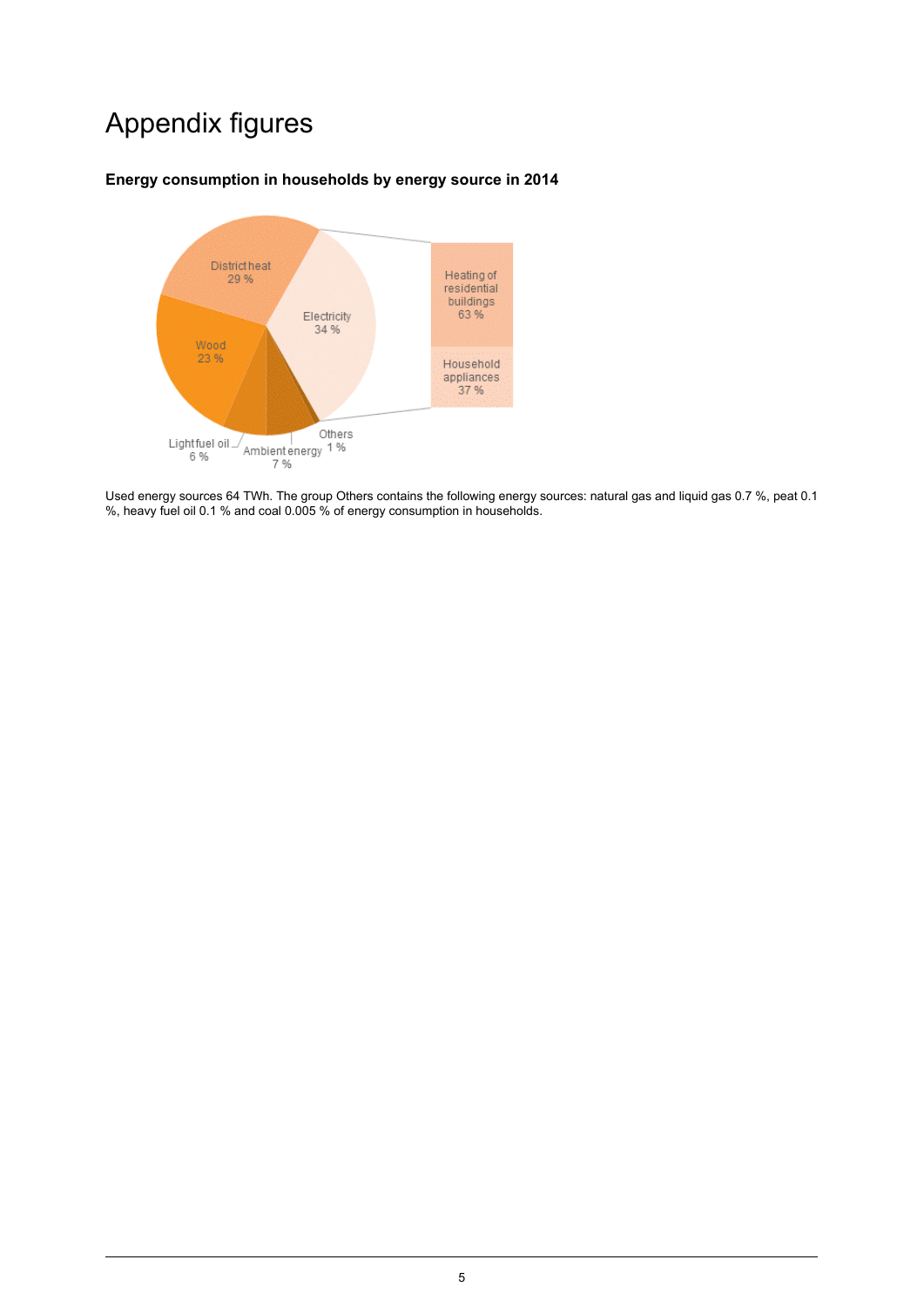# Appendix figures

**Energy consumption in households by energy source in 2014**

District heat 29 %

Electricity 34 %

Heating of residential buildings 63 %

Household appliances 37 %

Wood 23 %

Light fuel oil 6 %

Ambient energy 7 %

Others 1 %

Used energy sources 64 TWh. The group Others contains the following energy sources: natural gas and liquid gas 0.7 %, peat 0.1 %, heavy fuel oil 0.1 % and coal 0.005 % of energy consumption in households.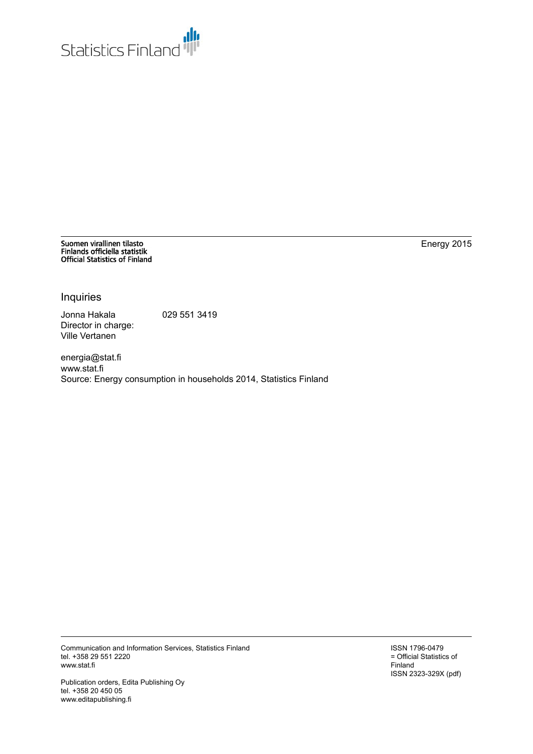Statistics Finland

Suomen virallinen tilasto
Finlands officiella statistik
Official Statistics of Finland

Energy 2015

## Inquiries

Jonna Hakala 029 551 3419
Director in charge:
Ville Vertanen

energia@stat.fi
www.stat.fi
Source: Energy consumption in households 2014, Statistics Finland

Communication and Information Services, Statistics Finland
tel. +358 29 551 2220
www.stat.fi

Publication orders, Edita Publishing Oy
tel. +358 20 450 05
www.editapublishing.fi

ISSN 1796-0479
= Official Statistics of Finland
ISSN 2323-329X (pdf)